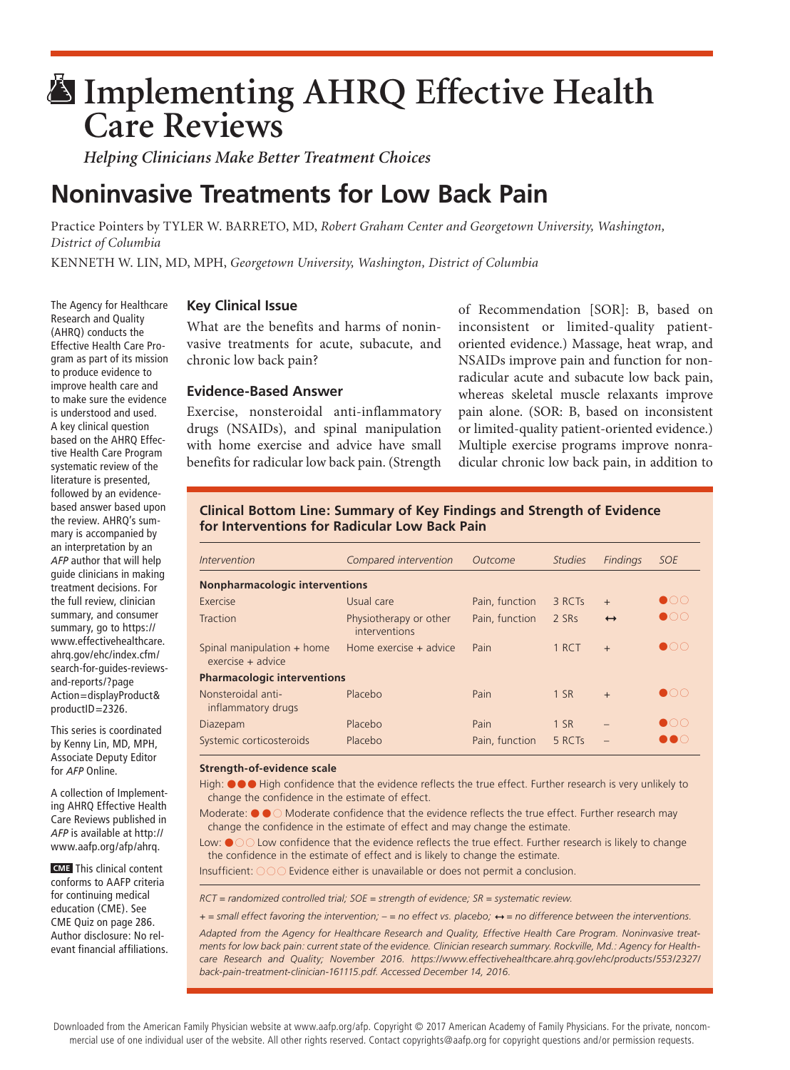# Implementing AHRQ Effective Health Care Reviews

*Helping Clinicians Make Better Treatment Choices*

## Noninvasive Treatments for Low Back Pain

Practice Pointers by TYLER W. BARRETO, MD, *Robert Graham Center and Georgetown University, Washington, District of Columbia*

KENNETH W. LIN, MD, MPH, *Georgetown University, Washington, District of Columbia*

The Agency for Healthcare Research and Quality (AHRQ) conducts the Effective Health Care Program as part of its mission to produce evidence to improve health care and to make sure the evidence is understood and used. A key clinical question based on the AHRQ Effective Health Care Program systematic review of the literature is presented, followed by an evidence-based answer based upon the review. AHRQ's summary is accompanied by an interpretation by an *AFP* author that will help guide clinicians in making treatment decisions. For the full review, clinician summary, and consumer summary, go to https://www.effectivehealthcare.ahrq.gov/ehc/index.cfm/search-for-guides-reviews-and-reports/?pageAction=displayProduct&productID=2326.

This series is coordinated by Kenny Lin, MD, MPH, Associate Deputy Editor for *AFP* Online.

A collection of Implementing AHRQ Effective Health Care Reviews published in *AFP* is available at http://www.aafp.org/afp/ahrq.

**CME** This clinical content conforms to AAFP criteria for continuing medical education (CME). See CME Quiz on page 286.

Author disclosure: No relevant financial affiliations.

### Key Clinical Issue

What are the benefits and harms of noninvasive treatments for acute, subacute, and chronic low back pain?

### Evidence-Based Answer

Exercise, nonsteroidal anti-inflammatory drugs (NSAIDs), and spinal manipulation with home exercise and advice have small benefits for radicular low back pain. (Strength of Recommendation [SOR]: B, based on inconsistent or limited-quality patient-oriented evidence.) Massage, heat wrap, and NSAIDs improve pain and function for nonradicular acute and subacute low back pain, whereas skeletal muscle relaxants improve pain alone. (SOR: B, based on inconsistent or limited-quality patient-oriented evidence.) Multiple exercise programs improve nonradicular chronic low back pain, in addition to

**Clinical Bottom Line: Summary of Key Findings and Strength of Evidence for Interventions for Radicular Low Back Pain**

| *Intervention* | *Compared intervention* | *Outcome* | *Studies* | *Findings* | *SOE* |
|---|---|---|---|---|---|
| **Nonpharmacologic interventions** | | | | | |
| Exercise | Usual care | Pain, function | 3 RCTs | + | ●○○ |
| Traction | Physiotherapy or other interventions | Pain, function | 2 SRs | ↔ | ●○○ |
| Spinal manipulation + home exercise + advice | Home exercise + advice | Pain | 1 RCT | + | ●○○ |
| **Pharmacologic interventions** | | | | | |
| Nonsteroidal anti-inflammatory drugs | Placebo | Pain | 1 SR | + | ●○○ |
| Diazepam | Placebo | Pain | 1 SR | – | ●○○ |
| Systemic corticosteroids | Placebo | Pain, function | 5 RCTs | – | ●●○ |

**Strength-of-evidence scale**

High: ●●● High confidence that the evidence reflects the true effect. Further research is very unlikely to change the confidence in the estimate of effect.

Moderate: ●●○ Moderate confidence that the evidence reflects the true effect. Further research may change the confidence in the estimate of effect and may change the estimate.

Low: ●○○ Low confidence that the evidence reflects the true effect. Further research is likely to change the confidence in the estimate of effect and is likely to change the estimate.

Insufficient: ○○○ Evidence either is unavailable or does not permit a conclusion.

*RCT = randomized controlled trial; SOE = strength of evidence; SR = systematic review.*

*+ = small effect favoring the intervention; – = no effect vs. placebo; ↔ = no difference between the interventions.*

*Adapted from the Agency for Healthcare Research and Quality, Effective Health Care Program. Noninvasive treatments for low back pain: current state of the evidence. Clinician research summary. Rockville, Md.: Agency for Healthcare Research and Quality; November 2016. https://www.effectivehealthcare.ahrq.gov/ehc/products/553/2327/back-pain-treatment-clinician-161115.pdf. Accessed December 14, 2016.*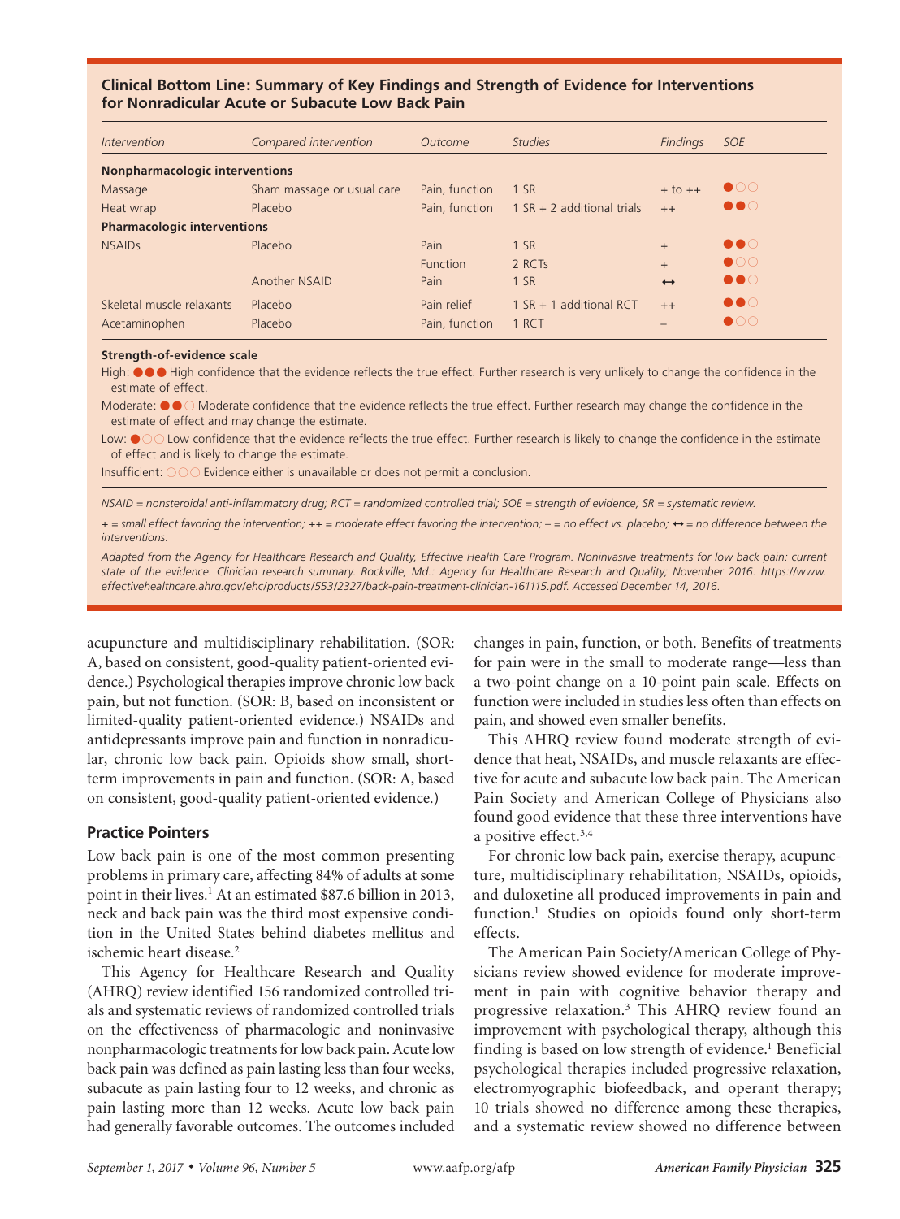**Clinical Bottom Line: Summary of Key Findings and Strength of Evidence for Interventions for Nonradicular Acute or Subacute Low Back Pain**

| *Intervention* | *Compared intervention* | *Outcome* | *Studies* | *Findings* | *SOE* |
|---|---|---|---|---|---|
| **Nonpharmacologic interventions** | | | | | |
| Massage | Sham massage or usual care | Pain, function | 1 SR | + to ++ | ●○○ |
| Heat wrap | Placebo | Pain, function | 1 SR + 2 additional trials | ++ | ●●○ |
| **Pharmacologic interventions** | | | | | |
| NSAIDs | Placebo | Pain | 1 SR | + | ●●○ |
| | | Function | 2 RCTs | + | ●○○ |
| | Another NSAID | Pain | 1 SR | ↔ | ●●○ |
| Skeletal muscle relaxants | Placebo | Pain relief | 1 SR + 1 additional RCT | ++ | ●●○ |
| Acetaminophen | Placebo | Pain, function | 1 RCT | – | ●○○ |

**Strength-of-evidence scale**

High: ●●● High confidence that the evidence reflects the true effect. Further research is very unlikely to change the confidence in the estimate of effect.

Moderate: ●●○ Moderate confidence that the evidence reflects the true effect. Further research may change the confidence in the estimate of effect and may change the estimate.

Low: ●○○ Low confidence that the evidence reflects the true effect. Further research is likely to change the confidence in the estimate of effect and is likely to change the estimate.

Insufficient: ○○○ Evidence either is unavailable or does not permit a conclusion.

*NSAID = nonsteroidal anti-inflammatory drug; RCT = randomized controlled trial; SOE = strength of evidence; SR = systematic review.*

*+ = small effect favoring the intervention; ++ = moderate effect favoring the intervention; – = no effect vs. placebo; ↔ = no difference between the interventions.*

*Adapted from the Agency for Healthcare Research and Quality, Effective Health Care Program. Noninvasive treatments for low back pain: current state of the evidence. Clinician research summary. Rockville, Md.: Agency for Healthcare Research and Quality; November 2016. https://www.effectivehealthcare.ahrq.gov/ehc/products/553/2327/back-pain-treatment-clinician-161115.pdf. Accessed December 14, 2016.*

acupuncture and multidisciplinary rehabilitation. (SOR: A, based on consistent, good-quality patient-oriented evidence.) Psychological therapies improve chronic low back pain, but not function. (SOR: B, based on inconsistent or limited-quality patient-oriented evidence.) NSAIDs and antidepressants improve pain and function in nonradicular, chronic low back pain. Opioids show small, short-term improvements in pain and function. (SOR: A, based on consistent, good-quality patient-oriented evidence.)

### Practice Pointers

Low back pain is one of the most common presenting problems in primary care, affecting 84% of adults at some point in their lives.[1] At an estimated $87.6 billion in 2013, neck and back pain was the third most expensive condition in the United States behind diabetes mellitus and ischemic heart disease.[2]

This Agency for Healthcare Research and Quality (AHRQ) review identified 156 randomized controlled trials and systematic reviews of randomized controlled trials on the effectiveness of pharmacologic and noninvasive nonpharmacologic treatments for low back pain. Acute low back pain was defined as pain lasting less than four weeks, subacute as pain lasting four to 12 weeks, and chronic as pain lasting more than 12 weeks. Acute low back pain had generally favorable outcomes. The outcomes included changes in pain, function, or both. Benefits of treatments for pain were in the small to moderate range—less than a two-point change on a 10-point pain scale. Effects on function were included in studies less often than effects on pain, and showed even smaller benefits.

This AHRQ review found moderate strength of evidence that heat, NSAIDs, and muscle relaxants are effective for acute and subacute low back pain. The American Pain Society and American College of Physicians also found good evidence that these three interventions have a positive effect.[3,4]

For chronic low back pain, exercise therapy, acupuncture, multidisciplinary rehabilitation, NSAIDs, opioids, and duloxetine all produced improvements in pain and function.[1] Studies on opioids found only short-term effects.

The American Pain Society/American College of Physicians review showed evidence for moderate improvement in pain with cognitive behavior therapy and progressive relaxation.[3] This AHRQ review found an improvement with psychological therapy, although this finding is based on low strength of evidence.[1] Beneficial psychological therapies included progressive relaxation, electromyographic biofeedback, and operant therapy; 10 trials showed no difference among these therapies, and a systematic review showed no difference between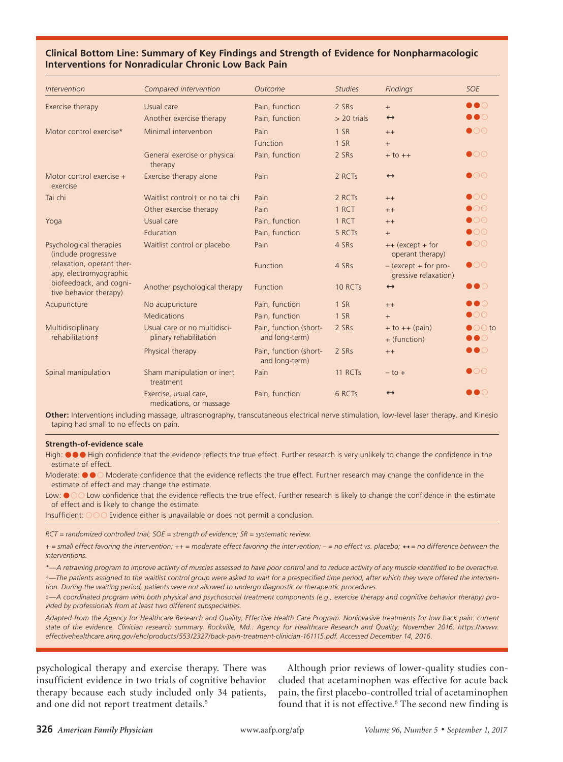### Clinical Bottom Line: Summary of Key Findings and Strength of Evidence for Nonpharmacologic Interventions for Nonradicular Chronic Low Back Pain

| *Intervention* | *Compared intervention* | *Outcome* | *Studies* | *Findings* | *SOE* |
|---|---|---|---|---|---|
| Exercise therapy | Usual care | Pain, function | 2 SRs | + | ●●○ |
| | Another exercise therapy | Pain, function | > 20 trials | ↔ | ●●○ |
| Motor control exercise* | Minimal intervention | Pain | 1 SR | ++ | ●○○ |
| | | Function | 1 SR | + | |
| | General exercise or physical therapy | Pain, function | 2 SRs | + to ++ | ●○○ |
| Motor control exercise + exercise | Exercise therapy alone | Pain | 2 RCTs | ↔ | ●○○ |
| Tai chi | Waitlist control† or no tai chi | Pain | 2 RCTs | ++ | ●○○ |
| | Other exercise therapy | Pain | 1 RCT | ++ | ●○○ |
| Yoga | Usual care | Pain, function | 1 RCT | ++ | ●○○ |
| | Education | Pain, function | 5 RCTs | + | ●○○ |
| Psychological therapies (include progressive relaxation, operant therapy, electromyographic biofeedback, and cognitive behavior therapy) | Waitlist control or placebo | Pain | 4 SRs | ++ (except + for operant therapy) | ●○○ |
| | | Function | 4 SRs | – (except + for progressive relaxation) | ●○○ |
| | Another psychological therapy | Function | 10 RCTs | ↔ | ●●○ |
| Acupuncture | No acupuncture | Pain, function | 1 SR | ++ | ●●○ |
| | Medications | Pain, function | 1 SR | + | ●○○ |
| Multidisciplinary rehabilitation‡ | Usual care or no multidisciplinary rehabilitation | Pain, function (short- and long-term) | 2 SRs | + to ++ (pain)<br>+ (function) | ●○○ to ●●○ |
| | Physical therapy | Pain, function (short- and long-term) | 2 SRs | ++ | ●●○ |
| Spinal manipulation | Sham manipulation or inert treatment | Pain | 11 RCTs | – to + | ●○○ |
| | Exercise, usual care, medications, or massage | Pain, function | 6 RCTs | ↔ | ●●○ |

**Other:** Interventions including massage, ultrasonography, transcutaneous electrical nerve stimulation, low-level laser therapy, and Kinesio taping had small to no effects on pain.

**Strength-of-evidence scale**

High: ●●● High confidence that the evidence reflects the true effect. Further research is very unlikely to change the confidence in the estimate of effect.

Moderate: ●●○ Moderate confidence that the evidence reflects the true effect. Further research may change the confidence in the estimate of effect and may change the estimate.

Low: ●○○ Low confidence that the evidence reflects the true effect. Further research is likely to change the confidence in the estimate of effect and is likely to change the estimate.

Insufficient: ○○○ Evidence either is unavailable or does not permit a conclusion.

*RCT = randomized controlled trial; SOE = strength of evidence; SR = systematic review.*

*+ = small effect favoring the intervention; ++ = moderate effect favoring the intervention; – = no effect vs. placebo; ↔ = no difference between the interventions.*

*\*—A retraining program to improve activity of muscles assessed to have poor control and to reduce activity of any muscle identified to be overactive.*

*†—The patients assigned to the waitlist control group were asked to wait for a prespecified time period, after which they were offered the intervention. During the waiting period, patients were not allowed to undergo diagnostic or therapeutic procedures.*

*‡—A coordinated program with both physical and psychosocial treatment components (e.g., exercise therapy and cognitive behavior therapy) provided by professionals from at least two different subspecialties.*

*Adapted from the Agency for Healthcare Research and Quality, Effective Health Care Program. Noninvasive treatments for low back pain: current state of the evidence. Clinician research summary. Rockville, Md.: Agency for Healthcare Research and Quality; November 2016. https://www.effectivehealthcare.ahrq.gov/ehc/products/553/2327/back-pain-treatment-clinician-161115.pdf. Accessed December 14, 2016.*

psychological therapy and exercise therapy. There was insufficient evidence in two trials of cognitive behavior therapy because each study included only 34 patients, and one did not report treatment details.[5]

Although prior reviews of lower-quality studies concluded that acetaminophen was effective for acute back pain, the first placebo-controlled trial of acetaminophen found that it is not effective.[6] The second new finding is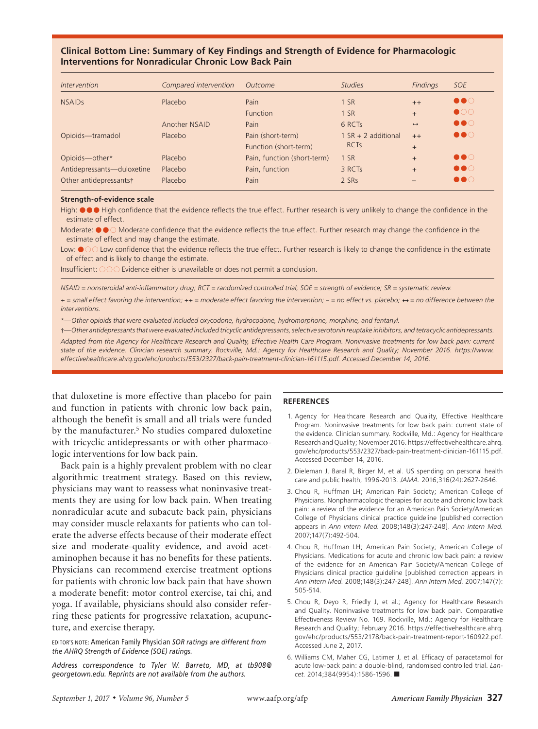## Clinical Bottom Line: Summary of Key Findings and Strength of Evidence for Pharmacologic Interventions for Nonradicular Chronic Low Back Pain

| *Intervention* | *Compared intervention* | *Outcome* | *Studies* | *Findings* | *SOE* |
|---|---|---|---|---|---|
| NSAIDs | Placebo | Pain | 1 SR | ++ | ●●○ |
| | | Function | 1 SR | + | ●○○ |
| | Another NSAID | Pain | 6 RCTs | ↔ | ●●○ |
| Opioids—tramadol | Placebo | Pain (short-term) | 1 SR + 2 additional RCTs | ++ | ●●○ |
| | | Function (short-term) | | + | |
| Opioids—other* | Placebo | Pain, function (short-term) | 1 SR | + | ●●○ |
| Antidepressants—duloxetine | Placebo | Pain, function | 3 RCTs | + | ●●○ |
| Other antidepressants† | Placebo | Pain | 2 SRs | – | ●●○ |

**Strength-of-evidence scale**

High: ●●● High confidence that the evidence reflects the true effect. Further research is very unlikely to change the confidence in the estimate of effect.

Moderate: ●●○ Moderate confidence that the evidence reflects the true effect. Further research may change the confidence in the estimate of effect and may change the estimate.

Low: ●○○ Low confidence that the evidence reflects the true effect. Further research is likely to change the confidence in the estimate of effect and is likely to change the estimate.

Insufficient: ○○○ Evidence either is unavailable or does not permit a conclusion.

*NSAID = nonsteroidal anti-inflammatory drug; RCT = randomized controlled trial; SOE = strength of evidence; SR = systematic review.*

*+ = small effect favoring the intervention; ++ = moderate effect favoring the intervention; – = no effect vs. placebo; ↔ = no difference between the interventions.*

*\*—Other opioids that were evaluated included oxycodone, hydrocodone, hydromorphone, morphine, and fentanyl.*

*†—Other antidepressants that were evaluated included tricyclic antidepressants, selective serotonin reuptake inhibitors, and tetracyclic antidepressants.*

*Adapted from the Agency for Healthcare Research and Quality, Effective Health Care Program. Noninvasive treatments for low back pain: current state of the evidence. Clinician research summary. Rockville, Md.: Agency for Healthcare Research and Quality; November 2016. https://www.effectivehealthcare.ahrq.gov/ehc/products/553/2327/back-pain-treatment-clinician-161115.pdf. Accessed December 14, 2016.*

that duloxetine is more effective than placebo for pain and function in patients with chronic low back pain, although the benefit is small and all trials were funded by the manufacturer.[5] No studies compared duloxetine with tricyclic antidepressants or with other pharmacologic interventions for low back pain.

Back pain is a highly prevalent problem with no clear algorithmic treatment strategy. Based on this review, physicians may want to reassess what noninvasive treatments they are using for low back pain. When treating nonradicular acute and subacute back pain, physicians may consider muscle relaxants for patients who can tolerate the adverse effects because of their moderate effect size and moderate-quality evidence, and avoid acetaminophen because it has no benefits for these patients. Physicians can recommend exercise treatment options for chronic low back pain that have shown a moderate benefit: motor control exercise, tai chi, and yoga. If available, physicians should also consider referring these patients for progressive relaxation, acupuncture, and exercise therapy.

EDITOR'S NOTE: American Family Physician *SOR ratings are different from the AHRQ Strength of Evidence (SOE) ratings.*

*Address correspondence to Tyler W. Barreto, MD, at tb908@georgetown.edu. Reprints are not available from the authors.*

## REFERENCES

1. Agency for Healthcare Research and Quality, Effective Healthcare Program. Noninvasive treatments for low back pain: current state of the evidence. Clinician summary. Rockville, Md.: Agency for Healthcare Research and Quality; November 2016. https://effectivehealthcare.ahrq.gov/ehc/products/553/2327/back-pain-treatment-clinician-161115.pdf. Accessed December 14, 2016.
2. Dieleman J, Baral R, Birger M, et al. US spending on personal health care and public health, 1996-2013. *JAMA*. 2016;316(24):2627-2646.
3. Chou R, Huffman LH; American Pain Society; American College of Physicians. Nonpharmacologic therapies for acute and chronic low back pain: a review of the evidence for an American Pain Society/American College of Physicians clinical practice guideline [published correction appears in *Ann Intern Med.* 2008;148(3):247-248]. *Ann Intern Med.* 2007;147(7):492-504.
4. Chou R, Huffman LH; American Pain Society; American College of Physicians. Medications for acute and chronic low back pain: a review of the evidence for an American Pain Society/American College of Physicians clinical practice guideline [published correction appears in *Ann Intern Med.* 2008;148(3):247-248]. *Ann Intern Med.* 2007;147(7):505-514.
5. Chou R, Deyo R, Friedly J, et al.; Agency for Healthcare Research and Quality. Noninvasive treatments for low back pain. Comparative Effectiveness Review No. 169. Rockville, Md.: Agency for Healthcare Research and Quality; February 2016. https://effectivehealthcare.ahrq.gov/ehc/products/553/2178/back-pain-treatment-report-160922.pdf. Accessed June 2, 2017.
6. Williams CM, Maher CG, Latimer J, et al. Efficacy of paracetamol for acute low-back pain: a double-blind, randomised controlled trial. *Lancet.* 2014;384(9954):1586-1596. ■